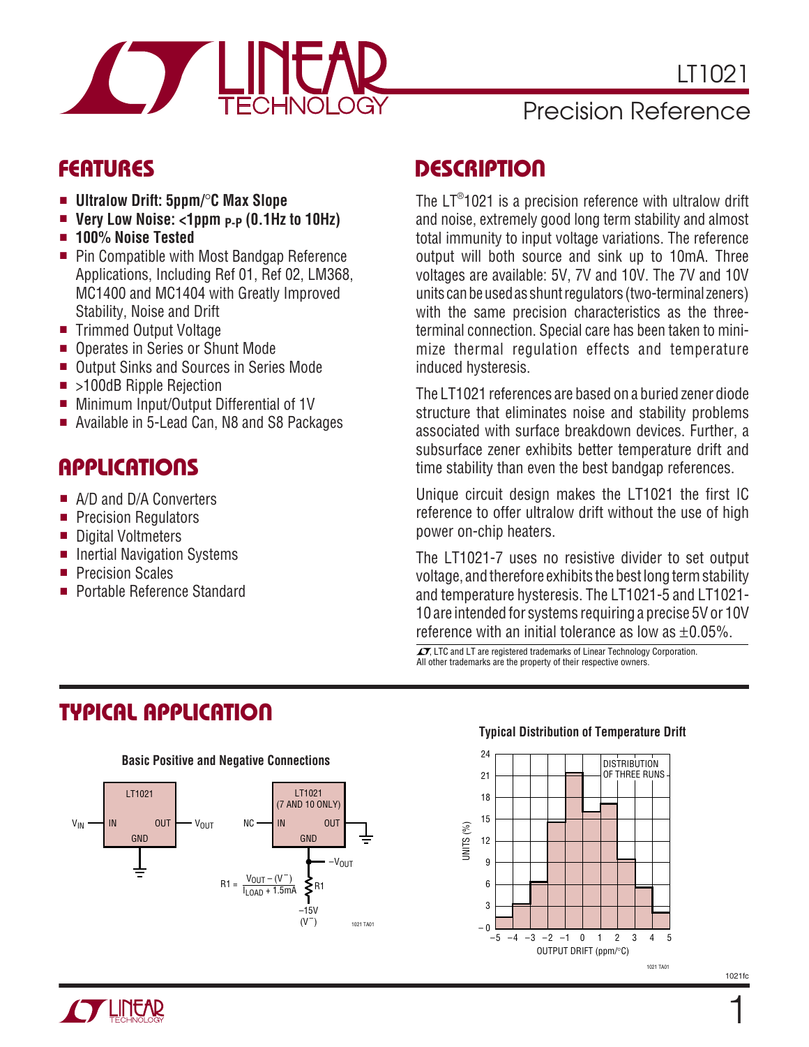# LT1021

## Precision Reference

## FEATURES

- **Ultralow Drift: 5ppm/°C Max Slope**
- **Very Low Noise: <1ppm $_{P-P}$ (0.1Hz to 10Hz)**
- **100% Noise Tested**
- Pin Compatible with Most Bandgap Reference Applications, Including Ref 01, Ref 02, LM368, MC1400 and MC1404 with Greatly Improved Stability, Noise and Drift
- Trimmed Output Voltage
- Operates in Series or Shunt Mode
- Output Sinks and Sources in Series Mode
- >100dB Ripple Rejection
- Minimum Input/Output Differential of 1V
- Available in 5-Lead Can, N8 and S8 Packages

## APPLICATIONS

- A/D and D/A Converters
- Precision Regulators
- Digital Voltmeters
- Inertial Navigation Systems
- Precision Scales
- Portable Reference Standard

## DESCRIPTION

The LT®1021 is a precision reference with ultralow drift and noise, extremely good long term stability and almost total immunity to input voltage variations. The reference output will both source and sink up to 10mA. Three voltages are available: 5V, 7V and 10V. The 7V and 10V units can be used as shunt regulators (two-terminal zeners) with the same precision characteristics as the three-terminal connection. Special care has been taken to minimize thermal regulation effects and temperature induced hysteresis.

The LT1021 references are based on a buried zener diode structure that eliminates noise and stability problems associated with surface breakdown devices. Further, a subsurface zener exhibits better temperature drift and time stability than even the best bandgap references.

Unique circuit design makes the LT1021 the first IC reference to offer ultralow drift without the use of high power on-chip heaters.

The LT1021-7 uses no resistive divider to set output voltage, and therefore exhibits the best long term stability and temperature hysteresis. The LT1021-5 and LT1021-10 are intended for systems requiring a precise 5V or 10V reference with an initial tolerance as low as ±0.05%.

, LTC and LT are registered trademarks of Linear Technology Corporation. All other trademarks are the property of their respective owners.

## TYPICAL APPLICATION

**Basic Positive and Negative Connections**

$$R1 = \frac{V_{OUT} - (V^-)}{I_{LOAD} + 1.5mA}$$

**Typical Distribution of Temperature Drift**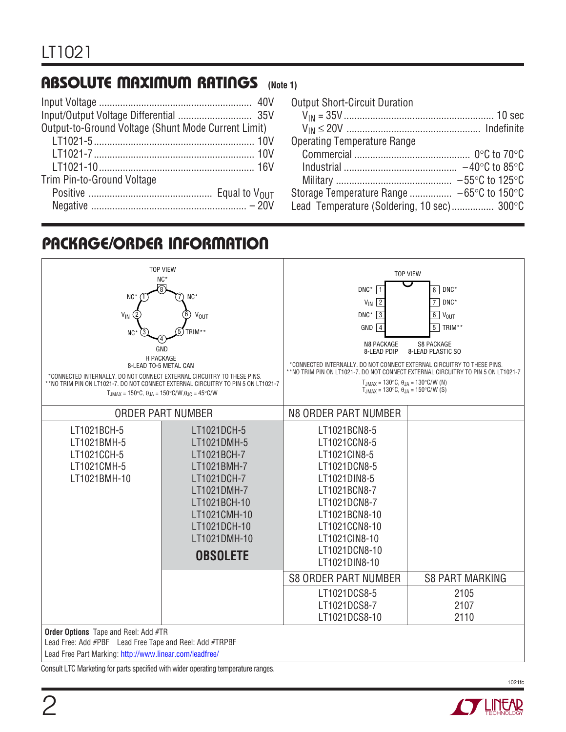## ABSOLUTE MAXIMUM RATINGS (Note 1)

Input Voltage ........................................................ 40V
Input/Output Voltage Differential ........................... 35V
Output-to-Ground Voltage (Shunt Mode Current Limit)
- LT1021-5 ............................................................ 10V
- LT1021-7 ............................................................ 10V
- LT1021-10 .......................................................... 16V

Trim Pin-to-Ground Voltage
- Positive .............................................. Equal to $V_{OUT}$
- Negative .......................................................... – 20V

Output Short-Circuit Duration
- $V_{IN}$ = 35V ......................................................... 10 sec
- $V_{IN} \leq$ 20V ................................................. Indefinite

Operating Temperature Range
- Commercial ........................................... 0°C to 70°C
- Industrial .......................................... –40°C to 85°C
- Military ........................................... –55°C to 125°C

Storage Temperature Range ................ –65°C to 150°C
Lead Temperature (Soldering, 10 sec) ................ 300°C

## PACKAGE/ORDER INFORMATION

**H PACKAGE, 8-LEAD TO-5 METAL CAN (TOP VIEW):** Pin 1 NC*, Pin 2 $V_{IN}$, Pin 3 NC*, Pin 4 GND, Pin 5 TRIM**, Pin 6 $V_{OUT}$, Pin 7 NC*, Pin 8 NC*

*CONNECTED INTERNALLY. DO NOT CONNECT EXTERNAL CIRCUITRY TO THESE PINS.
**NO TRIM PIN ON LT1021-7. DO NOT CONNECT EXTERNAL CIRCUITRY TO PIN 5 ON LT1021-7

$T_{JMAX}$ = 150°C, $\theta_{JA}$ = 150°C/W, $\theta_{JC}$ = 45°C/W

**N8 PACKAGE, 8-LEAD PDIP / S8 PACKAGE, 8-LEAD PLASTIC SO (TOP VIEW):** Pin 1 DNC*, Pin 2 $V_{IN}$, Pin 3 DNC*, Pin 4 GND, Pin 5 TRIM**, Pin 6 $V_{OUT}$, Pin 7 DNC*, Pin 8 DNC*

*CONNECTED INTERNALLY. DO NOT CONNECT EXTERNAL CIRCUITRY TO THESE PINS.
**NO TRIM PIN ON LT1021-7. DO NOT CONNECT EXTERNAL CIRCUITRY TO PIN 5 ON LT1021-7

$T_{JMAX}$ = 130°C, $\theta_{JA}$ = 130°C/W (N)
$T_{JMAX}$ = 130°C, $\theta_{JA}$ = 150°C/W (S)

| ORDER PART NUMBER | ORDER PART NUMBER (OBSOLETE) | N8 ORDER PART NUMBER |
|---|---|---|
| LT1021BCH-5 | LT1021DCH-5 | LT1021BCN8-5 |
| LT1021BMH-5 | LT1021DMH-5 | LT1021CCN8-5 |
| LT1021CCH-5 | LT1021BCH-7 | LT1021CIN8-5 |
| LT1021CMH-5 | LT1021BMH-7 | LT1021DCN8-5 |
| LT1021BMH-10 | LT1021DCH-7 | LT1021DIN8-5 |
| | LT1021DMH-7 | LT1021BCN8-7 |
| | LT1021BCH-10 | LT1021DCN8-7 |
| | LT1021CMH-10 | LT1021BCN8-10 |
| | LT1021DCH-10 | LT1021CCN8-10 |
| | LT1021DMH-10 | LT1021CIN8-10 |
| | **OBSOLETE** | LT1021DCN8-10 |
| | | LT1021DIN8-10 |

| S8 ORDER PART NUMBER | S8 PART MARKING |
|---|---|
| LT1021DCS8-5 | 2105 |
| LT1021DCS8-7 | 2107 |
| LT1021DCS8-10 | 2110 |

**Order Options** Tape and Reel: Add #TR
Lead Free: Add #PBF  Lead Free Tape and Reel: Add #TRPBF
Lead Free Part Marking: http://www.linear.com/leadfree/

Consult LTC Marketing for parts specified with wider operating temperature ranges.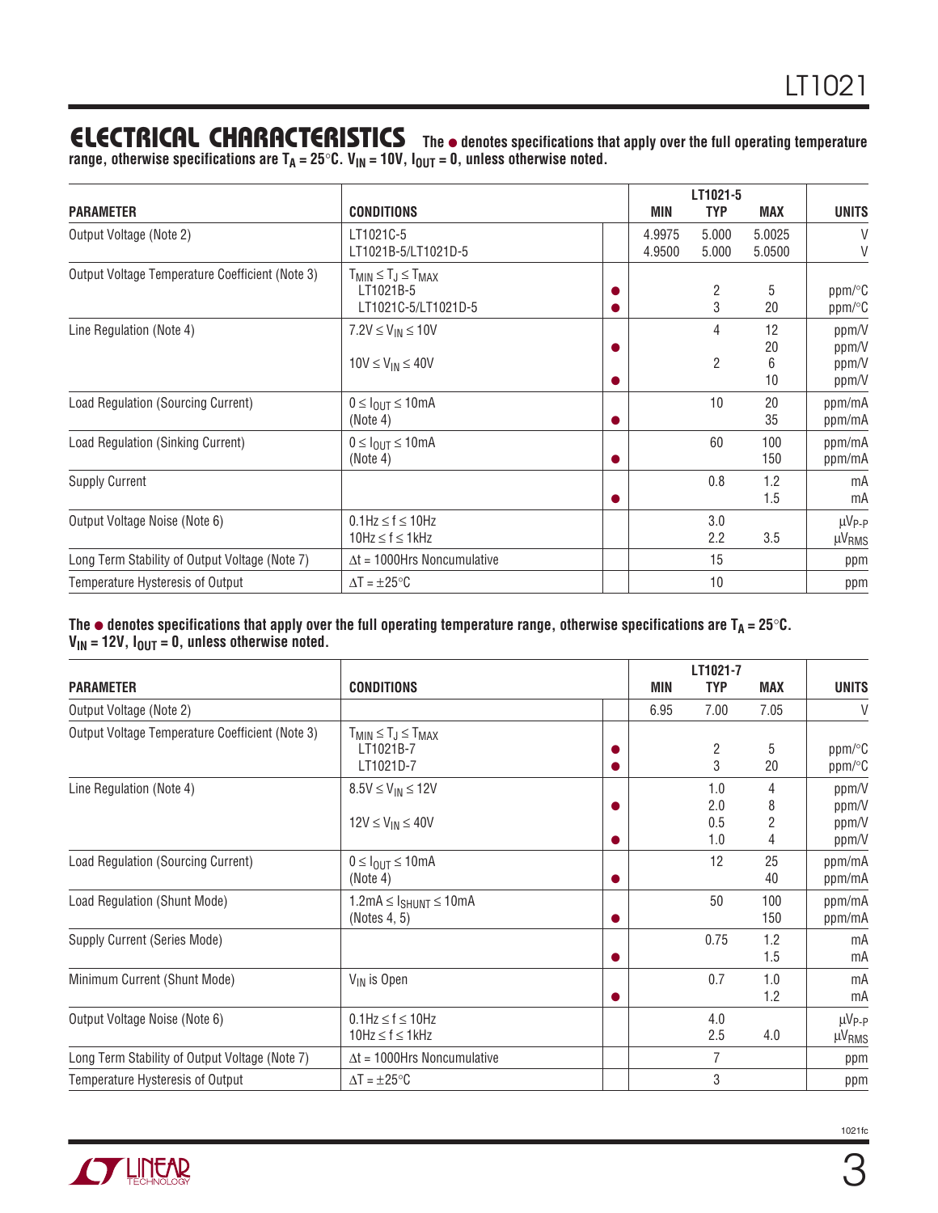## ELECTRICAL CHARACTERISTICS

**The ● denotes specifications that apply over the full operating temperature range, otherwise specifications are $T_A = 25°C$. $V_{IN} = 10V$, $I_{OUT} = 0$, unless otherwise noted.**

| PARAMETER | CONDITIONS | | LT1021-5 MIN | LT1021-5 TYP | LT1021-5 MAX | UNITS |
|---|---|---|---|---|---|---|
| Output Voltage (Note 2) | LT1021C-5 | | 4.9975 | 5.000 | 5.0025 | V |
| | LT1021B-5/LT1021D-5 | | 4.9500 | 5.000 | 5.0500 | V |
| Output Voltage Temperature Coefficient (Note 3) | $T_{MIN} \le T_J \le T_{MAX}$ | | | | | |
| | LT1021B-5 | ● | | 2 | 5 | ppm/°C |
| | LT1021C-5/LT1021D-5 | ● | | 3 | 20 | ppm/°C |
| Line Regulation (Note 4) | $7.2V \le V_{IN} \le 10V$ | | | 4 | 12 | ppm/V |
| | | ● | | | 20 | ppm/V |
| | $10V \le V_{IN} \le 40V$ | | | 2 | 6 | ppm/V |
| | | ● | | | 10 | ppm/V |
| Load Regulation (Sourcing Current) | $0 \le I_{OUT} \le 10mA$ | | | 10 | 20 | ppm/mA |
| | (Note 4) | ● | | | 35 | ppm/mA |
| Load Regulation (Sinking Current) | $0 \le I_{OUT} \le 10mA$ | | | 60 | 100 | ppm/mA |
| | (Note 4) | ● | | | 150 | ppm/mA |
| Supply Current | | | | 0.8 | 1.2 | mA |
| | | ● | | | 1.5 | mA |
| Output Voltage Noise (Note 6) | $0.1Hz \le f \le 10Hz$ | | | 3.0 | | $\mu V_{P-P}$ |
| | $10Hz \le f \le 1kHz$ | | | 2.2 | 3.5 | $\mu V_{RMS}$ |
| Long Term Stability of Output Voltage (Note 7) | $\Delta t$ = 1000Hrs Noncumulative | | | 15 | | ppm |
| Temperature Hysteresis of Output | $\Delta T = \pm 25°C$ | | | 10 | | ppm |

**The ● denotes specifications that apply over the full operating temperature range, otherwise specifications are $T_A = 25°C$. $V_{IN} = 12V$, $I_{OUT} = 0$, unless otherwise noted.**

| PARAMETER | CONDITIONS | | LT1021-7 MIN | LT1021-7 TYP | LT1021-7 MAX | UNITS |
|---|---|---|---|---|---|---|
| Output Voltage (Note 2) | | | 6.95 | 7.00 | 7.05 | V |
| Output Voltage Temperature Coefficient (Note 3) | $T_{MIN} \le T_J \le T_{MAX}$ | | | | | |
| | LT1021B-7 | ● | | 2 | 5 | ppm/°C |
| | LT1021D-7 | ● | | 3 | 20 | ppm/°C |
| Line Regulation (Note 4) | $8.5V \le V_{IN} \le 12V$ | | | 1.0 | 4 | ppm/V |
| | | ● | | 2.0 | 8 | ppm/V |
| | $12V \le V_{IN} \le 40V$ | | | 0.5 | 2 | ppm/V |
| | | ● | | 1.0 | 4 | ppm/V |
| Load Regulation (Sourcing Current) | $0 \le I_{OUT} \le 10mA$ | | | 12 | 25 | ppm/mA |
| | (Note 4) | ● | | | 40 | ppm/mA |
| Load Regulation (Shunt Mode) | $1.2mA \le I_{SHUNT} \le 10mA$ | | | 50 | 100 | ppm/mA |
| | (Notes 4, 5) | ● | | | 150 | ppm/mA |
| Supply Current (Series Mode) | | | | 0.75 | 1.2 | mA |
| | | ● | | | 1.5 | mA |
| Minimum Current (Shunt Mode) | $V_{IN}$ is Open | | | 0.7 | 1.0 | mA |
| | | ● | | | 1.2 | mA |
| Output Voltage Noise (Note 6) | $0.1Hz \le f \le 10Hz$ | | | 4.0 | | $\mu V_{P-P}$ |
| | $10Hz \le f \le 1kHz$ | | | 2.5 | 4.0 | $\mu V_{RMS}$ |
| Long Term Stability of Output Voltage (Note 7) | $\Delta t$ = 1000Hrs Noncumulative | | | 7 | | ppm |
| Temperature Hysteresis of Output | $\Delta T = \pm 25°C$ | | | 3 | | ppm |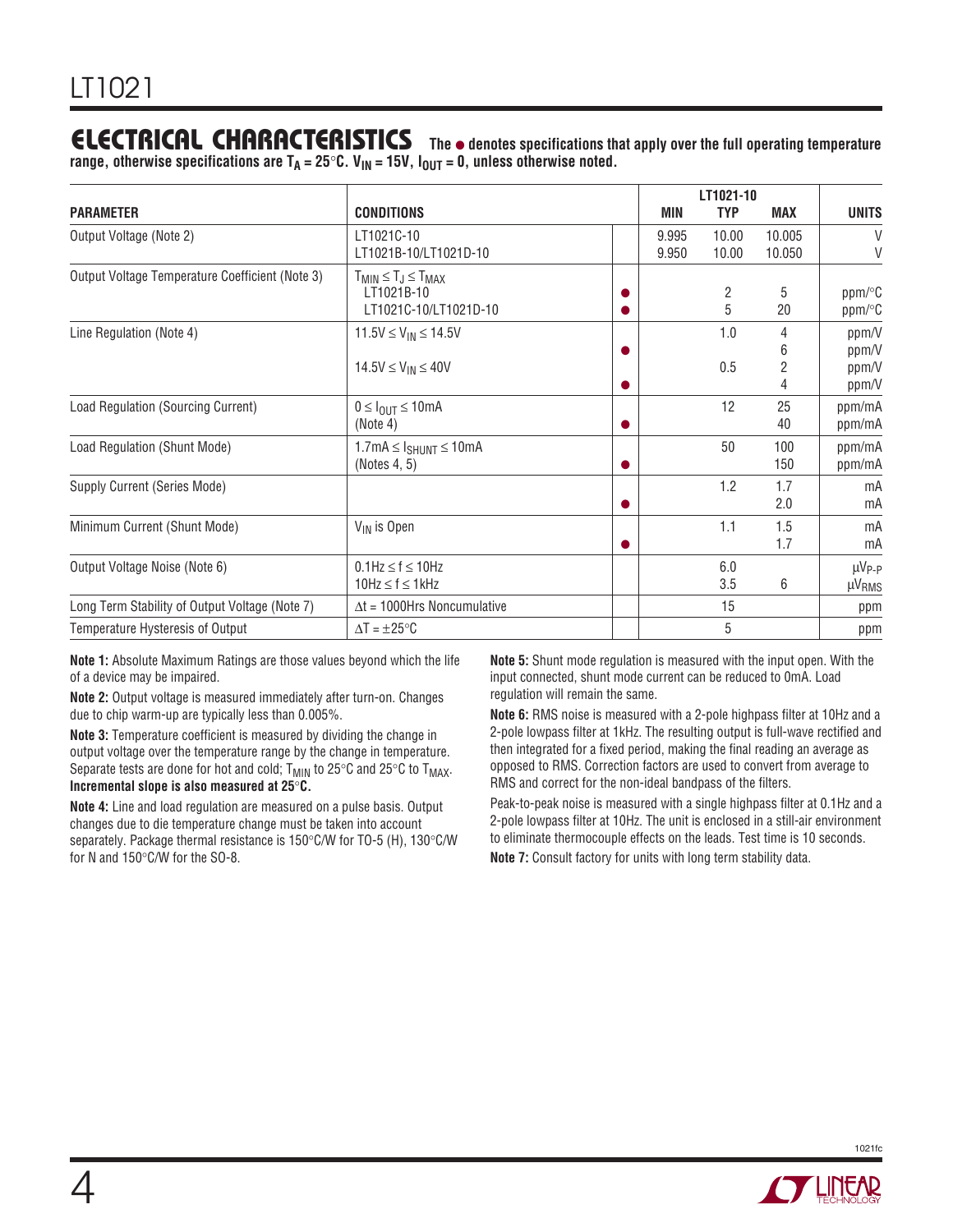## ELECTRICAL CHARACTERISTICS

**The ● denotes specifications that apply over the full operating temperature range, otherwise specifications are $T_A = 25°C$. $V_{IN} = 15V$, $I_{OUT} = 0$, unless otherwise noted.**

| PARAMETER | CONDITIONS | | LT1021-10 MIN | LT1021-10 TYP | LT1021-10 MAX | UNITS |
|---|---|---|---|---|---|---|
| Output Voltage (Note 2) | LT1021C-10 | | 9.995 | 10.00 | 10.005 | V |
| | LT1021B-10/LT1021D-10 | | 9.950 | 10.00 | 10.050 | V |
| Output Voltage Temperature Coefficient (Note 3) | $T_{MIN} \le T_J \le T_{MAX}$ | | | | | |
| | LT1021B-10 | ● | | 2 | 5 | ppm/°C |
| | LT1021C-10/LT1021D-10 | ● | | 5 | 20 | ppm/°C |
| Line Regulation (Note 4) | $11.5V \le V_{IN} \le 14.5V$ | | | 1.0 | 4 | ppm/V |
| | | ● | | | 6 | ppm/V |
| | $14.5V \le V_{IN} \le 40V$ | | | 0.5 | 2 | ppm/V |
| | | ● | | | 4 | ppm/V |
| Load Regulation (Sourcing Current) | $0 \le I_{OUT} \le 10mA$ | | | 12 | 25 | ppm/mA |
| | (Note 4) | ● | | | 40 | ppm/mA |
| Load Regulation (Shunt Mode) | $1.7mA \le I_{SHUNT} \le 10mA$ | | | 50 | 100 | ppm/mA |
| | (Notes 4, 5) | ● | | | 150 | ppm/mA |
| Supply Current (Series Mode) | | | | 1.2 | 1.7 | mA |
| | | ● | | | 2.0 | mA |
| Minimum Current (Shunt Mode) | $V_{IN}$ is Open | | | 1.1 | 1.5 | mA |
| | | ● | | | 1.7 | mA |
| Output Voltage Noise (Note 6) | $0.1Hz \le f \le 10Hz$ | | | 6.0 | | $\mu V_{P-P}$ |
| | $10Hz \le f \le 1kHz$ | | | 3.5 | 6 | $\mu V_{RMS}$ |
| Long Term Stability of Output Voltage (Note 7) | $\Delta t$ = 1000Hrs Noncumulative | | | 15 | | ppm |
| Temperature Hysteresis of Output | $\Delta T = \pm 25°C$ | | | 5 | | ppm |

**Note 1:** Absolute Maximum Ratings are those values beyond which the life of a device may be impaired.

**Note 2:** Output voltage is measured immediately after turn-on. Changes due to chip warm-up are typically less than 0.005%.

**Note 3:** Temperature coefficient is measured by dividing the change in output voltage over the temperature range by the change in temperature. Separate tests are done for hot and cold; $T_{MIN}$ to 25°C and 25°C to $T_{MAX}$. **Incremental slope is also measured at 25°C.**

**Note 4:** Line and load regulation are measured on a pulse basis. Output changes due to die temperature change must be taken into account separately. Package thermal resistance is 150°C/W for TO-5 (H), 130°C/W for N and 150°C/W for the SO-8.

**Note 5:** Shunt mode regulation is measured with the input open. With the input connected, shunt mode current can be reduced to 0mA. Load regulation will remain the same.

**Note 6:** RMS noise is measured with a 2-pole highpass filter at 10Hz and a 2-pole lowpass filter at 1kHz. The resulting output is full-wave rectified and then integrated for a fixed period, making the final reading an average as opposed to RMS. Correction factors are used to convert from average to RMS and correct for the non-ideal bandpass of the filters.

Peak-to-peak noise is measured with a single highpass filter at 0.1Hz and a 2-pole lowpass filter at 10Hz. The unit is enclosed in a still-air environment to eliminate thermocouple effects on the leads. Test time is 10 seconds.

**Note 7:** Consult factory for units with long term stability data.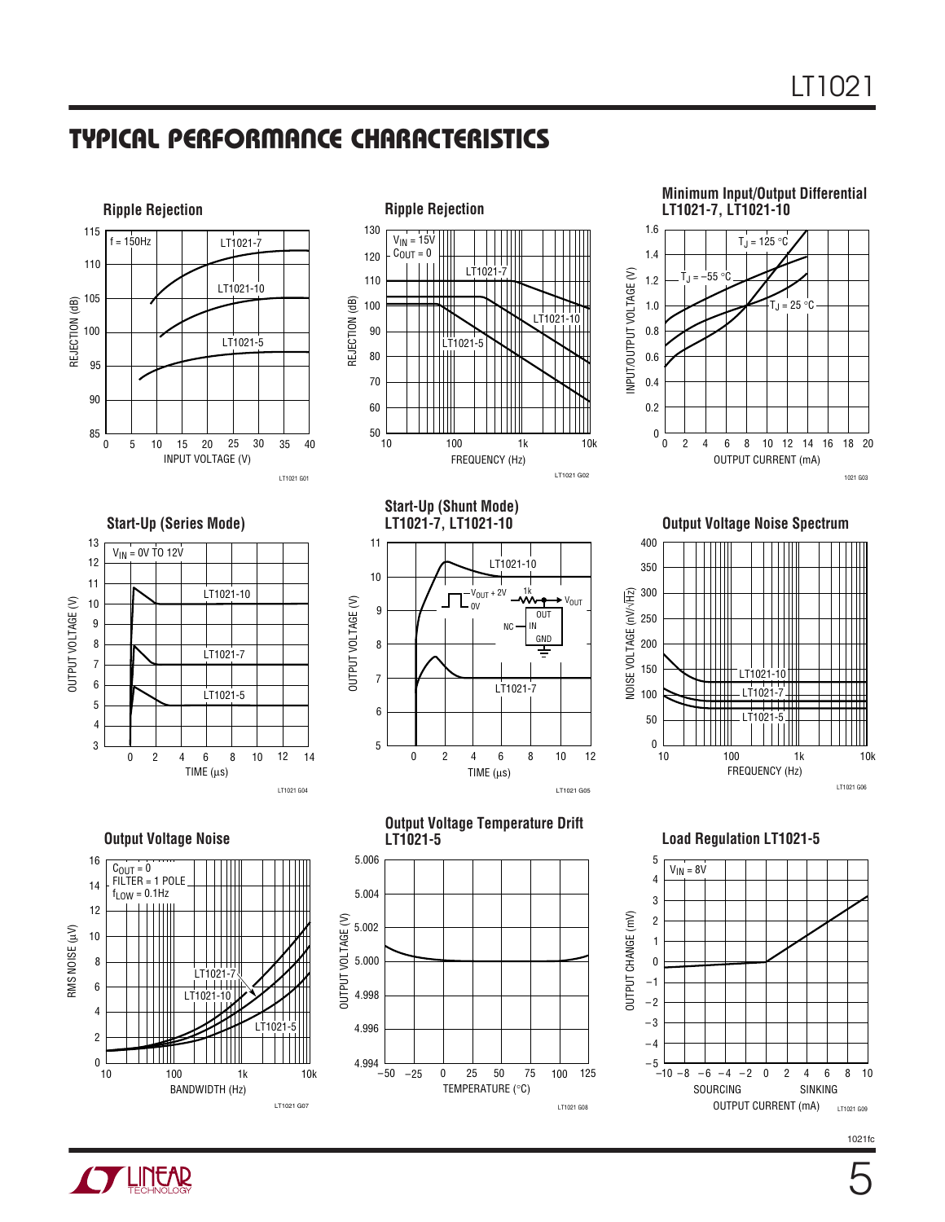## TYPICAL PERFORMANCE CHARACTERISTICS

**Ripple Rejection**

f = 150Hz

LT1021-7, LT1021-10, LT1021-5

REJECTION (dB) vs INPUT VOLTAGE (V)

LT1021 G01

**Ripple Rejection**

$V_{IN}$ = 15V
$C_{OUT}$ = 0

LT1021-7, LT1021-10, LT1021-5

REJECTION (dB) vs FREQUENCY (Hz)

LT1021 G02

**Minimum Input/Output Differential LT1021-7, LT1021-10**

$T_J$ = 125°C, $T_J$ = –55°C, $T_J$ = 25°C

INPUT/OUTPUT VOLTAGE (V) vs OUTPUT CURRENT (mA)

1021 G03

**Start-Up (Series Mode)**

$V_{IN}$ = 0V TO 12V

LT1021-10, LT1021-7, LT1021-5

OUTPUT VOLTAGE (V) vs TIME (µs)

LT1021 G04

**Start-Up (Shunt Mode) LT1021-7, LT1021-10**

$V_{OUT}$ + 2V, 0V, 1k, $V_{OUT}$, OUT, NC, IN, GND

LT1021-10, LT1021-7

OUTPUT VOLTAGE (V) vs TIME (µs)

LT1021 G05

**Output Voltage Noise Spectrum**

LT1021-10, LT1021-7, LT1021-5

NOISE VOLTAGE (nV/√Hz) vs FREQUENCY (Hz)

LT1021 G06

**Output Voltage Noise**

$C_{OUT}$ = 0
FILTER = 1 POLE
$f_{LOW}$ = 0.1Hz

LT1021-7, LT1021-10, LT1021-5

RMS NOISE (µV) vs BANDWIDTH (Hz)

LT1021 G07

**Output Voltage Temperature Drift LT1021-5**

OUTPUT VOLTAGE (V) vs TEMPERATURE (°C)

LT1021 G08

**Load Regulation LT1021-5**

$V_{IN}$ = 8V

OUTPUT CHANGE (mV) vs OUTPUT CURRENT (mA) (SOURCING / SINKING)

LT1021 G09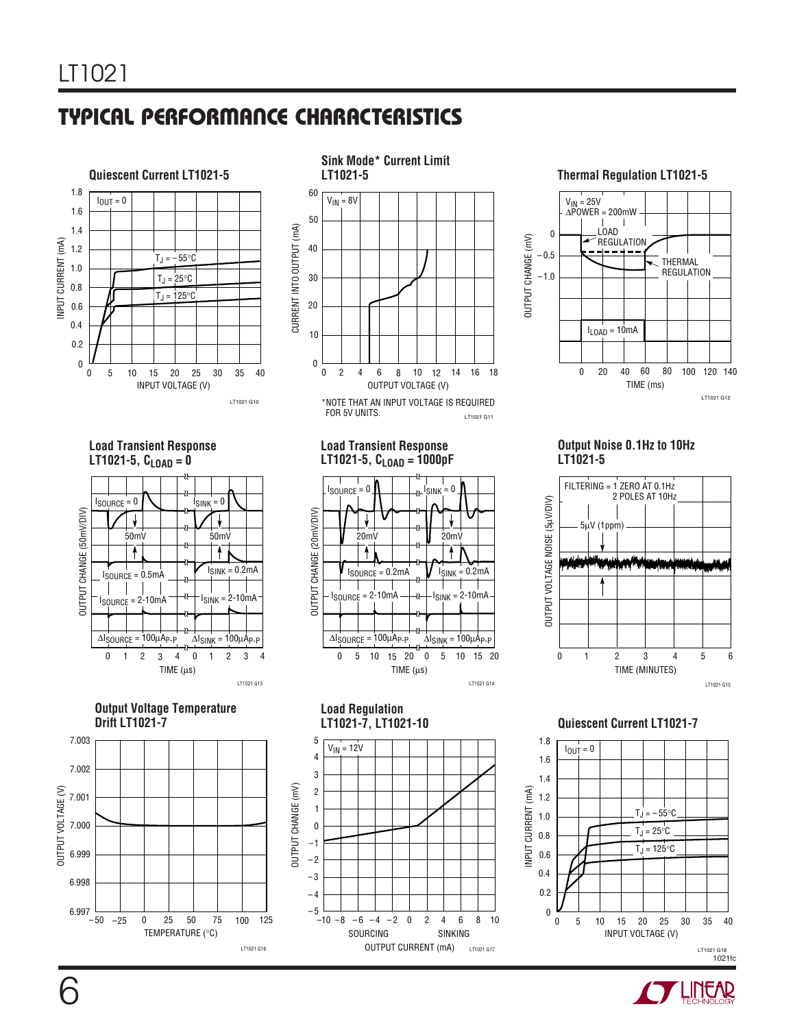## TYPICAL PERFORMANCE CHARACTERISTICS

**Quiescent Current LT1021-5**

$I_{OUT} = 0$

$T_J = -55°C$

$T_J = 25°C$

$T_J = 125°C$

INPUT CURRENT (mA) vs INPUT VOLTAGE (V)

LT1021 G10

**Sink Mode* Current Limit LT1021-5**

$V_{IN} = 8V$

CURRENT INTO OUTPUT (mA) vs OUTPUT VOLTAGE (V)

*NOTE THAT AN INPUT VOLTAGE IS REQUIRED FOR 5V UNITS.

LT1021 G11

**Thermal Regulation LT1021-5**

$V_{IN} = 25V$
$\Delta POWER = 200mW$

LOAD REGULATION

THERMAL REGULATION

$I_{LOAD} = 10mA$

OUTPUT CHANGE (mV) vs TIME (ms)

LT1021 G12

**Load Transient Response LT1021-5, $C_{LOAD} = 0$**

$I_{SOURCE} = 0$, $I_{SINK} = 0$, 50mV, 50mV

$I_{SOURCE} = 0.5mA$, $I_{SINK} = 0.2mA$

$I_{SOURCE} = 2\text{-}10mA$, $I_{SINK} = 2\text{-}10mA$

$\Delta I_{SOURCE} = 100\mu A_{P\text{-}P}$, $\Delta I_{SINK} = 100\mu A_{P\text{-}P}$

OUTPUT CHANGE (50mV/DIV) vs TIME (µs)

LT1021 G13

**Load Transient Response LT1021-5, $C_{LOAD} = 1000pF$**

$I_{SOURCE} = 0$, $I_{SINK} = 0$, 20mV, 20mV

$I_{SOURCE} = 0.2mA$, $I_{SINK} = 0.2mA$

$I_{SOURCE} = 2\text{-}10mA$, $I_{SINK} = 2\text{-}10mA$

$\Delta I_{SOURCE} = 100\mu A_{P\text{-}P}$, $\Delta I_{SINK} = 100\mu A_{P\text{-}P}$

OUTPUT CHANGE (20mV/DIV) vs TIME (µs)

LT1021 G14

**Output Noise 0.1Hz to 10Hz LT1021-5**

FILTERING = 1 ZERO AT 0.1Hz
2 POLES AT 10Hz

5µV (1ppm)

OUTPUT VOLTAGE NOISE (5µV/DIV) vs TIME (MINUTES)

LT1021 G15

**Output Voltage Temperature Drift LT1021-7**

OUTPUT VOLTAGE (V) vs TEMPERATURE (°C)

LT1021 G16

**Load Regulation LT1021-7, LT1021-10**

$V_{IN} = 12V$

OUTPUT CHANGE (mV) vs OUTPUT CURRENT (mA) (SOURCING / SINKING)

LT1021 G17

**Quiescent Current LT1021-7**

$I_{OUT} = 0$

$T_J = -55°C$

$T_J = 25°C$

$T_J = 125°C$

INPUT CURRENT (mA) vs INPUT VOLTAGE (V)

LT1021 G18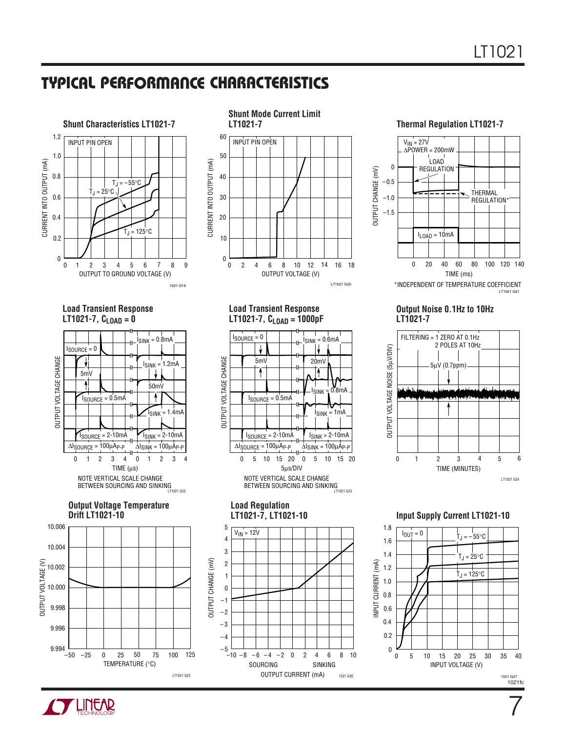## TYPICAL PERFORMANCE CHARACTERISTICS

**Shunt Characteristics LT1021-7**

INPUT PIN OPEN

$T_J = -55°C$, $T_J = 25°C$, $T_J = 125°C$

CURRENT INTO OUTPUT (mA) vs. OUTPUT TO GROUND VOLTAGE (V)

1021 G19

**Shunt Mode Current Limit LT1021-7**

INPUT PIN OPEN

CURRENT INTO OUTPUT (mA) vs. OUTPUT VOLTAGE (V)

LT1021 G20

**Thermal Regulation LT1021-7**

$V_{IN} = 27V$
$\Delta POWER = 200mW$

LOAD REGULATION

THERMAL REGULATION*

$I_{LOAD} = 10mA$

OUTPUT CHANGE (mV) vs. TIME (ms)

*INDEPENDENT OF TEMPERATURE COEFFICIENT

LT1021 G21

**Load Transient Response LT1021-7, $C_{LOAD} = 0$**

$I_{SOURCE} = 0$, $I_{SINK} = 0.8mA$, 5mV, $I_{SINK} = 1.2mA$, 50mV, $I_{SOURCE} = 0.5mA$, $I_{SINK} = 1.4mA$, $I_{SOURCE} = 2\text{-}10mA$, $I_{SINK} = 2\text{-}10mA$, $\Delta I_{SOURCE} = 100\mu A_{P\text{-}P}$, $\Delta I_{SINK} = 100\mu A_{P\text{-}P}$

OUTPUT VOLTAGE CHANGE vs. TIME (µs)

NOTE VERTICAL SCALE CHANGE BETWEEN SOURCING AND SINKING

LT1021 G22

**Load Transient Response LT1021-7, $C_{LOAD} = 1000pF$**

$I_{SOURCE} = 0$, $I_{SINK} = 0.6mA$, 5mV, 20mV, $I_{SINK} = 0.8mA$, $I_{SOURCE} = 0.5mA$, $I_{SINK} = 1mA$, $I_{SOURCE} = 2\text{-}10mA$, $I_{SINK} = 2\text{-}10mA$, $\Delta I_{SOURCE} = 100\mu A_{P\text{-}P}$, $\Delta I_{SINK} = 100\mu A_{P\text{-}P}$

OUTPUT VOLTAGE CHANGE vs. 5µs/DIV

NOTE VERTICAL SCALE CHANGE BETWEEN SOURCING AND SINKING

LT1021 G23

**Output Noise 0.1Hz to 10Hz LT1021-7**

FILTERING = 1 ZERO AT 0.1Hz, 2 POLES AT 10Hz

5µV (0.7ppm)

OUTPUT VOLTAGE NOISE (5µV/DIV) vs. TIME (MINUTES)

LT1021 G24

**Output Voltage Temperature Drift LT1021-10**

OUTPUT VOLTAGE (V) vs. TEMPERATURE (°C)

LT1021 G25

**Load Regulation LT1021-7, LT1021-10**

$V_{IN} = 12V$

OUTPUT CHANGE (mV) vs. OUTPUT CURRENT (mA) (SOURCING / SINKING)

1021 G26

**Input Supply Current LT1021-10**

$I_{OUT} = 0$

$T_J = -55°C$, $T_J = 25°C$, $T_J = 125°C$

INPUT CURRENT (mA) vs. INPUT VOLTAGE (V)

1021 G27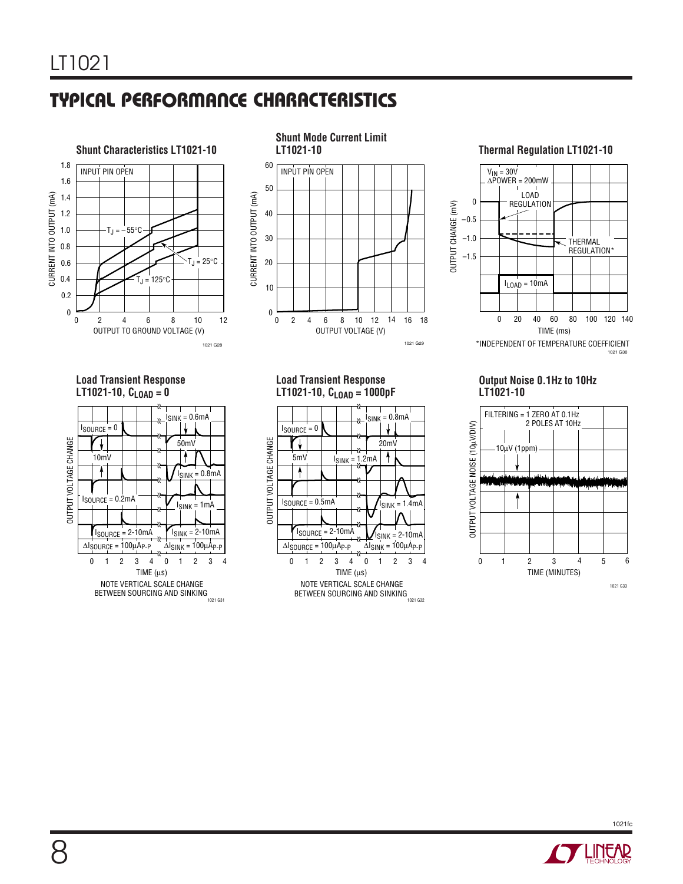## TYPICAL PERFORMANCE CHARACTERISTICS

**Shunt Characteristics LT1021-10**

INPUT PIN OPEN

CURRENT INTO OUTPUT (mA)

OUTPUT TO GROUND VOLTAGE (V)

$T_J = -55°C$

$T_J = 25°C$

$T_J = 125°C$

1021 G28

**Shunt Mode Current Limit LT1021-10**

INPUT PIN OPEN

CURRENT INTO OUTPUT (mA)

OUTPUT VOLTAGE (V)

1021 G29

**Thermal Regulation LT1021-10**

$V_{IN} = 30V$

$\Delta POWER = 200mW$

LOAD REGULATION

THERMAL REGULATION*

$I_{LOAD} = 10mA$

OUTPUT CHANGE (mV)

TIME (ms)

*INDEPENDENT OF TEMPERATURE COEFFICIENT

1021 G30

**Load Transient Response LT1021-10, $C_{LOAD} = 0$**

$I_{SOURCE} = 0$

10mV

$I_{SOURCE} = 0.2mA$

$I_{SOURCE} = 2\text{-}10mA$

$\Delta I_{SOURCE} = 100\mu A_{P\text{-}P}$

$I_{SINK} = 0.6mA$

50mV

$I_{SINK} = 0.8mA$

$I_{SINK} = 1mA$

$I_{SINK} = 2\text{-}10mA$

$\Delta I_{SINK} = 100\mu A_{P\text{-}P}$

OUTPUT VOLTAGE CHANGE

TIME (µs)

NOTE VERTICAL SCALE CHANGE BETWEEN SOURCING AND SINKING

1021 G31

**Load Transient Response LT1021-10, $C_{LOAD} = 1000pF$**

$I_{SOURCE} = 0$

5mV

$I_{SOURCE} = 0.5mA$

$I_{SOURCE} = 2\text{-}10mA$

$\Delta I_{SOURCE} = 100\mu A_{P\text{-}P}$

$I_{SINK} = 0.8mA$

20mV

$I_{SINK} = 1.2mA$

$I_{SINK} = 1.4mA$

$I_{SINK} = 2\text{-}10mA$

$\Delta I_{SINK} = 100\mu A_{P\text{-}P}$

OUTPUT VOLTAGE CHANGE

TIME (µs)

NOTE VERTICAL SCALE CHANGE BETWEEN SOURCING AND SINKING

1021 G32

**Output Noise 0.1Hz to 10Hz LT1021-10**

FILTERING = 1 ZERO AT 0.1Hz, 2 POLES AT 10Hz

10µV (1ppm)

OUTPUT VOLTAGE NOISE (10µV/DIV)

TIME (MINUTES)

1021 G33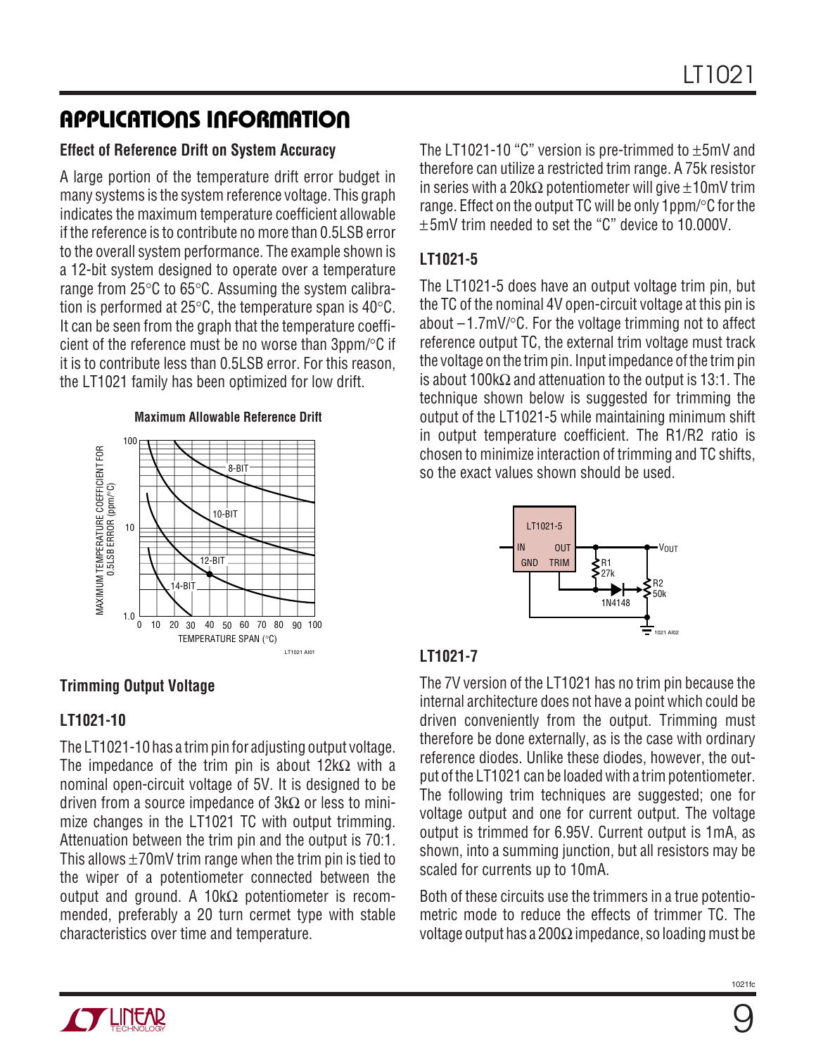## APPLICATIONS INFORMATION

**Effect of Reference Drift on System Accuracy**

A large portion of the temperature drift error budget in many systems is the system reference voltage. This graph indicates the maximum temperature coefficient allowable if the reference is to contribute no more than 0.5LSB error to the overall system performance. The example shown is a 12-bit system designed to operate over a temperature range from 25°C to 65°C. Assuming the system calibration is performed at 25°C, the temperature span is 40°C. It can be seen from the graph that the temperature coefficient of the reference must be no worse than 3ppm/°C if it is to contribute less than 0.5LSB error. For this reason, the LT1021 family has been optimized for low drift.

**Maximum Allowable Reference Drift**

**Trimming Output Voltage**

**LT1021-10**

The LT1021-10 has a trim pin for adjusting output voltage. The impedance of the trim pin is about 12kΩ with a nominal open-circuit voltage of 5V. It is designed to be driven from a source impedance of 3kΩ or less to minimize changes in the LT1021 TC with output trimming. Attenuation between the trim pin and the output is 70:1. This allows ±70mV trim range when the trim pin is tied to the wiper of a potentiometer connected between the output and ground. A 10kΩ potentiometer is recommended, preferably a 20 turn cermet type with stable characteristics over time and temperature.

The LT1021-10 "C" version is pre-trimmed to ±5mV and therefore can utilize a restricted trim range. A 75k resistor in series with a 20kΩ potentiometer will give ±10mV trim range. Effect on the output TC will be only 1ppm/°C for the ±5mV trim needed to set the "C" device to 10.000V.

**LT1021-5**

The LT1021-5 does have an output voltage trim pin, but the TC of the nominal 4V open-circuit voltage at this pin is about –1.7mV/°C. For the voltage trimming not to affect reference output TC, the external trim voltage must track the voltage on the trim pin. Input impedance of the trim pin is about 100kΩ and attenuation to the output is 13:1. The technique shown below is suggested for trimming the output of the LT1021-5 while maintaining minimum shift in output temperature coefficient. The R1/R2 ratio is chosen to minimize interaction of trimming and TC shifts, so the exact values shown should be used.

**LT1021-7**

The 7V version of the LT1021 has no trim pin because the internal architecture does not have a point which could be driven conveniently from the output. Trimming must therefore be done externally, as is the case with ordinary reference diodes. Unlike these diodes, however, the output of the LT1021 can be loaded with a trim potentiometer. The following trim techniques are suggested; one for voltage output and one for current output. The voltage output is trimmed for 6.95V. Current output is 1mA, as shown, into a summing junction, but all resistors may be scaled for currents up to 10mA.

Both of these circuits use the trimmers in a true potentiometric mode to reduce the effects of trimmer TC. The voltage output has a 200Ω impedance, so loading must be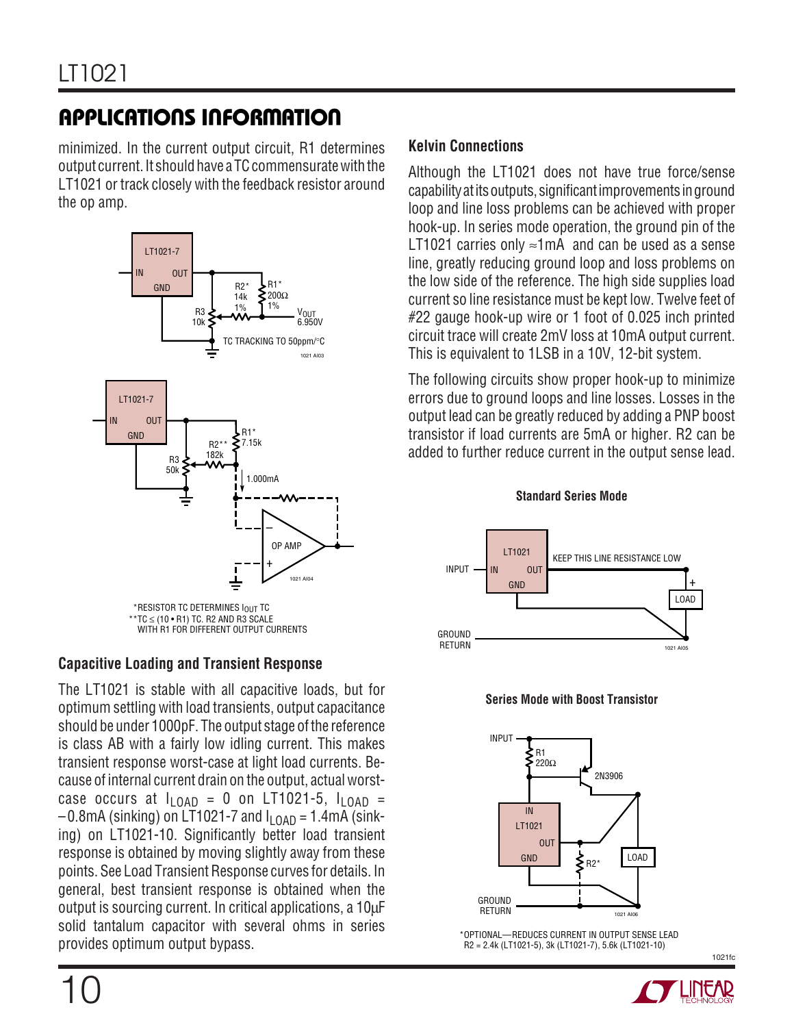## APPLICATIONS INFORMATION

minimized. In the current output circuit, R1 determines output current. It should have a TC commensurate with the LT1021 or track closely with the feedback resistor around the op amp.

*RESISTOR TC DETERMINES $I_{OUT}$ TC
**TC ≤ (10 • R1) TC. R2 AND R3 SCALE WITH R1 FOR DIFFERENT OUTPUT CURRENTS

### Capacitive Loading and Transient Response

The LT1021 is stable with all capacitive loads, but for optimum settling with load transients, output capacitance should be under 1000pF. The output stage of the reference is class AB with a fairly low idling current. This makes transient response worst-case at light load currents. Because of internal current drain on the output, actual worst-case occurs at $I_{LOAD}$ = 0 on LT1021-5, $I_{LOAD}$ = –0.8mA (sinking) on LT1021-7 and $I_{LOAD}$ = 1.4mA (sinking) on LT1021-10. Significantly better load transient response is obtained by moving slightly away from these points. See Load Transient Response curves for details. In general, best transient response is obtained when the output is sourcing current. In critical applications, a 10µF solid tantalum capacitor with several ohms in series provides optimum output bypass.

### Kelvin Connections

Although the LT1021 does not have true force/sense capability at its outputs, significant improvements in ground loop and line loss problems can be achieved with proper hook-up. In series mode operation, the ground pin of the LT1021 carries only ≈1mA and can be used as a sense line, greatly reducing ground loop and loss problems on the low side of the reference. The high side supplies load current so line resistance must be kept low. Twelve feet of #22 gauge hook-up wire or 1 foot of 0.025 inch printed circuit trace will create 2mV loss at 10mA output current. This is equivalent to 1LSB in a 10V, 12-bit system.

The following circuits show proper hook-up to minimize errors due to ground loops and line losses. Losses in the output lead can be greatly reduced by adding a PNP boost transistor if load currents are 5mA or higher. R2 can be added to further reduce current in the output sense lead.

**Standard Series Mode**

**Series Mode with Boost Transistor**

*OPTIONAL—REDUCES CURRENT IN OUTPUT SENSE LEAD
R2 = 2.4k (LT1021-5), 3k (LT1021-7), 5.6k (LT1021-10)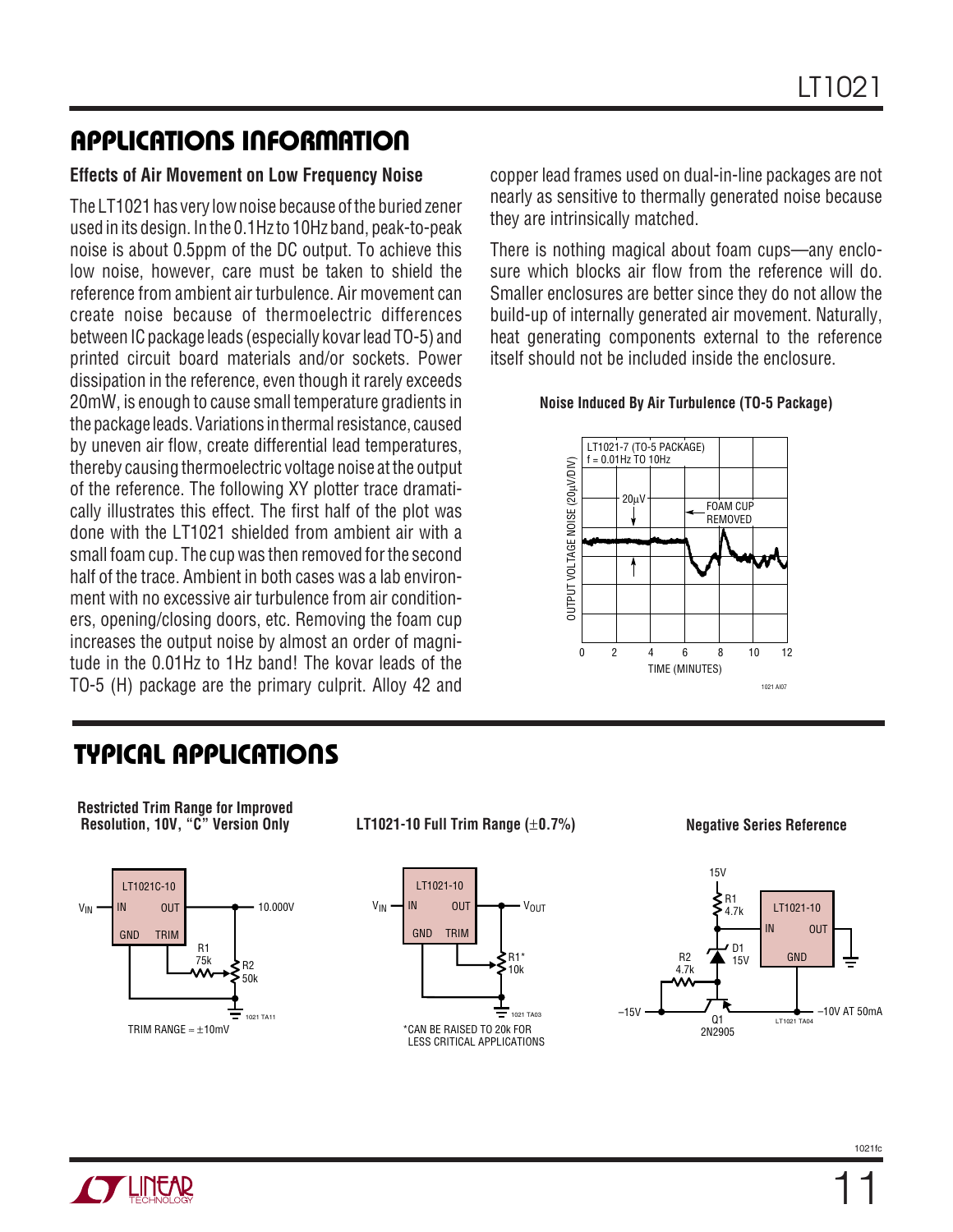## APPLICATIONS INFORMATION

### Effects of Air Movement on Low Frequency Noise

The LT1021 has very low noise because of the buried zener used in its design. In the 0.1Hz to 10Hz band, peak-to-peak noise is about 0.5ppm of the DC output. To achieve this low noise, however, care must be taken to shield the reference from ambient air turbulence. Air movement can create noise because of thermoelectric differences between IC package leads (especially kovar lead TO-5) and printed circuit board materials and/or sockets. Power dissipation in the reference, even though it rarely exceeds 20mW, is enough to cause small temperature gradients in the package leads. Variations in thermal resistance, caused by uneven air flow, create differential lead temperatures, thereby causing thermoelectric voltage noise at the output of the reference. The following XY plotter trace dramatically illustrates this effect. The first half of the plot was done with the LT1021 shielded from ambient air with a small foam cup. The cup was then removed for the second half of the trace. Ambient in both cases was a lab environment with no excessive air turbulence from air conditioners, opening/closing doors, etc. Removing the foam cup increases the output noise by almost an order of magnitude in the 0.01Hz to 1Hz band! The kovar leads of the TO-5 (H) package are the primary culprit. Alloy 42 and copper lead frames used on dual-in-line packages are not nearly as sensitive to thermally generated noise because they are intrinsically matched.

There is nothing magical about foam cups—any enclosure which blocks air flow from the reference will do. Smaller enclosures are better since they do not allow the build-up of internally generated air movement. Naturally, heat generating components external to the reference itself should not be included inside the enclosure.

**Noise Induced By Air Turbulence (TO-5 Package)**

## TYPICAL APPLICATIONS

**Restricted Trim Range for Improved Resolution, 10V, "C" Version Only**

TRIM RANGE = ±10mV

**LT1021-10 Full Trim Range (±0.7%)**

*CAN BE RAISED TO 20k FOR LESS CRITICAL APPLICATIONS

**Negative Series Reference**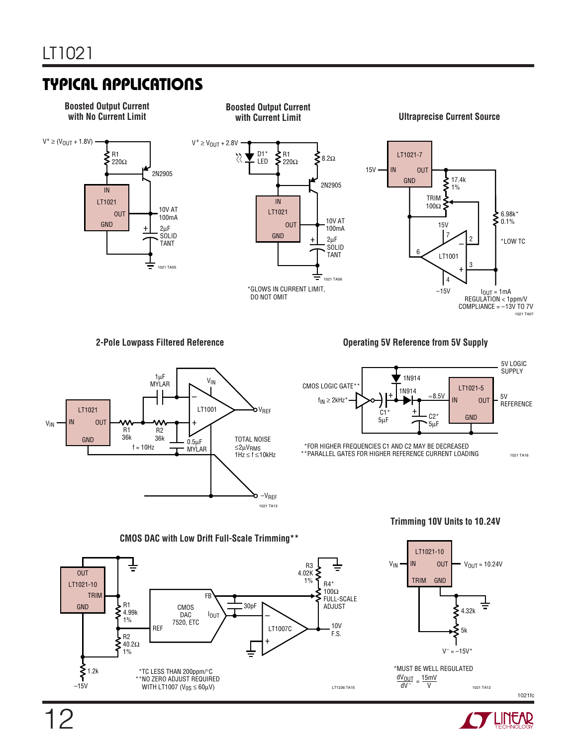## TYPICAL APPLICATIONS

### Boosted Output Current with No Current Limit

$V^+ \geq (V_{OUT} + 1.8V)$

R1 220Ω

2N2905

IN
LT1021
OUT
GND

10V AT 100mA

2µF SOLID TANT

1021 TA05

### Boosted Output Current with Current Limit

$V^+ \geq V_{OUT} + 2.8V$

D1* LED

R1 220Ω

8.2Ω

2N2905

IN
LT1021
OUT
GND

10V AT 100mA

2µF SOLID TANT

*GLOWS IN CURRENT LIMIT, DO NOT OMIT

1021 TA06

### Ultraprecise Current Source

15V

LT1021-7
IN
OUT
GND

17.4k 1%

TRIM 100Ω

6.98k* 0.1%

*LOW TC

15V

LT1001

–15V

$I_{OUT}$ = 1mA
REGULATION < 1ppm/V
COMPLIANCE = –13V TO 7V

1021 TA07

### 2-Pole Lowpass Filtered Reference

$V_{IN}$

LT1021
IN
OUT
GND

R1 36k

R2 36k

f = 10Hz

1µF MYLAR

0.5µF MYLAR

LT1001

$V_{IN}$

$V_{REF}$

$–V_{REF}$

TOTAL NOISE
≤2µV$_{RMS}$
1Hz ≤ f ≤ 10kHz

1021 TA13

### Operating 5V Reference from 5V Supply

5V LOGIC SUPPLY

CMOS LOGIC GATE**

$f_{IN}$ ≥ 2kHz*

1N914

1N914

C1* 5µF

≈8.5V

C2* 5µF

LT1021-5
IN
OUT
GND

5V REFERENCE

*FOR HIGHER FREQUENCIES C1 AND C2 MAY BE DECREASED
**PARALLEL GATES FOR HIGHER REFERENCE CURRENT LOADING

1021 TA16

### CMOS DAC with Low Drift Full-Scale Trimming**

OUT
LT1021-10
TRIM
GND

R1 4.99k 1%

R2 40.2Ω 1%

1.2k

–15V

CMOS DAC 7520, ETC
REF
FB
$I_{OUT}$

30pF

LT1007C

R3 4.02K 1%

R4* 100Ω FULL-SCALE ADJUST

10V F.S.

*TC LESS THAN 200ppm/°C
**NO ZERO ADJUST REQUIRED WITH LT1007 ($V_{OS}$ ≤ 60µV)

LT1236 TA15

### Trimming 10V Units to 10.24V

$V_{IN}$

LT1021-10
IN
OUT
TRIM
GND

$V_{OUT}$ = 10.24V

4.32k

5k

$V^-$ = –15V*

*MUST BE WELL REGULATED

$$\frac{dV_{OUT}}{dV^-} = \frac{15mV}{V}$$

1021 TA12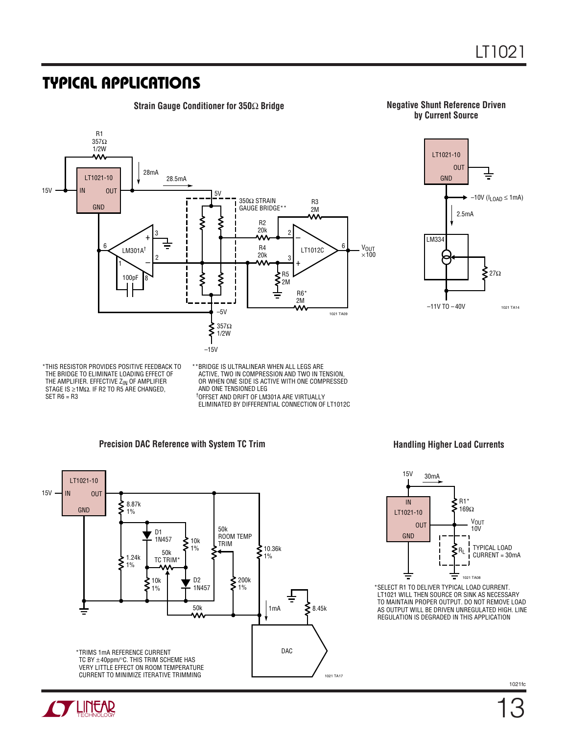## TYPICAL APPLICATIONS

**Strain Gauge Conditioner for 350Ω Bridge**

*THIS RESISTOR PROVIDES POSITIVE FEEDBACK TO THE BRIDGE TO ELIMINATE LOADING EFFECT OF THE AMPLIFIER. EFFECTIVE $Z_{IN}$ OF AMPLIFIER STAGE IS ≥1MΩ. IF R2 TO R5 ARE CHANGED, SET R6 = R3

**BRIDGE IS ULTRALINEAR WHEN ALL LEGS ARE ACTIVE, TWO IN COMPRESSION AND TWO IN TENSION, OR WHEN ONE SIDE IS ACTIVE WITH ONE COMPRESSED AND ONE TENSIONED LEG

†OFFSET AND DRIFT OF LM301A ARE VIRTUALLY ELIMINATED BY DIFFERENTIAL CONNECTION OF LT1012C

**Negative Shunt Reference Driven by Current Source**

**Precision DAC Reference with System TC Trim**

*TRIMS 1mA REFERENCE CURRENT TC BY ±40ppm/°C. THIS TRIM SCHEME HAS VERY LITTLE EFFECT ON ROOM TEMPERATURE CURRENT TO MINIMIZE ITERATIVE TRIMMING

**Handling Higher Load Currents**

*SELECT R1 TO DELIVER TYPICAL LOAD CURRENT. LT1021 WILL THEN SOURCE OR SINK AS NECESSARY TO MAINTAIN PROPER OUTPUT. DO NOT REMOVE LOAD AS OUTPUT WILL BE DRIVEN UNREGULATED HIGH. LINE REGULATION IS DEGRADED IN THIS APPLICATION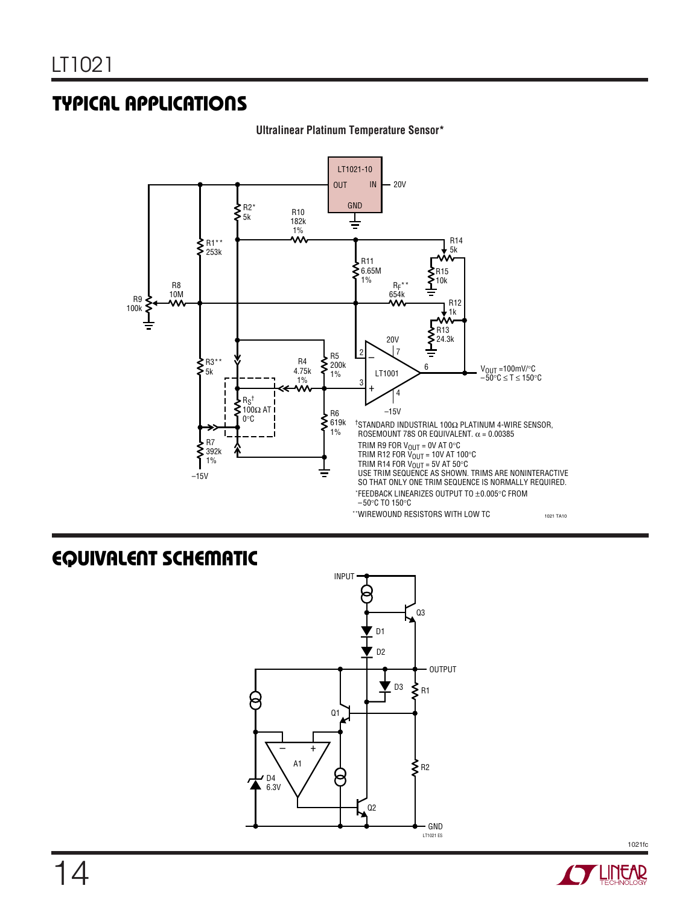## TYPICAL APPLICATIONS

**Ultralinear Platinum Temperature Sensor***

$V_{OUT}$ = 100mV/°C
–50°C ≤ T ≤ 150°C

†STANDARD INDUSTRIAL 100Ω PLATINUM 4-WIRE SENSOR, ROSEMOUNT 78S OR EQUIVALENT. α = 0.00385

TRIM R9 FOR $V_{OUT}$ = 0V AT 0°C
TRIM R12 FOR $V_{OUT}$ = 10V AT 100°C
TRIM R14 FOR $V_{OUT}$ = 5V AT 50°C
USE TRIM SEQUENCE AS SHOWN. TRIMS ARE NONINTERACTIVE SO THAT ONLY ONE TRIM SEQUENCE IS NORMALLY REQUIRED.

*FEEDBACK LINEARIZES OUTPUT TO ±0.005°C FROM –50°C TO 150°C

**WIREWOUND RESISTORS WITH LOW TC

## EQUIVALENT SCHEMATIC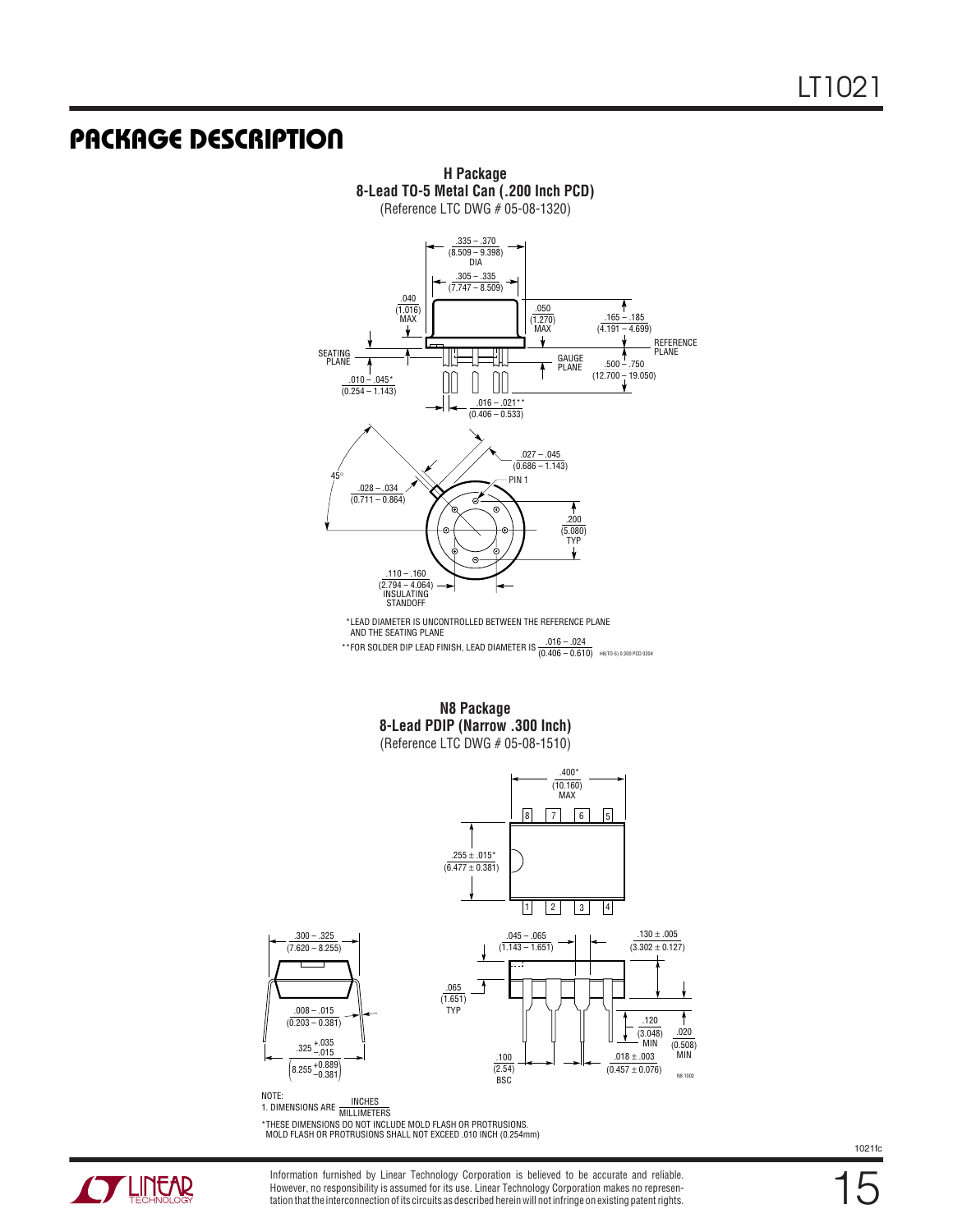## PACKAGE DESCRIPTION

**H Package**
**8-Lead TO-5 Metal Can (.200 Inch PCD)**
(Reference LTC DWG # 05-08-1320)

.335 – .370 (8.509 – 9.398) DIA

.305 – .335 (7.747 – 8.509)

.040 (1.016) MAX

.050 (1.270) MAX

.165 – .185 (4.191 – 4.699)

SEATING PLANE

REFERENCE PLANE

GAUGE PLANE

.500 – .750 (12.700 – 19.050)

.010 – .045* (0.254 – 1.143)

.016 – .021** (0.406 – 0.533)

45°

.027 – .045 (0.686 – 1.143)

PIN 1

.028 – .034 (0.711 – 0.864)

.200 (5.080) TYP

.110 – .160 (2.794 – 4.064) INSULATING STANDOFF

*LEAD DIAMETER IS UNCONTROLLED BETWEEN THE REFERENCE PLANE AND THE SEATING PLANE

**FOR SOLDER DIP LEAD FINISH, LEAD DIAMETER IS $\frac{.016 - .024}{(0.406 - 0.610)}$

H8(TO-5) 0.200 PCD 0204

**N8 Package**
**8-Lead PDIP (Narrow .300 Inch)**
(Reference LTC DWG # 05-08-1510)

.400* (10.160) MAX

8 7 6 5

.255 ± .015* (6.477 ± 0.381)

1 2 3 4

.300 – .325 (7.620 – 8.255)

.045 – .065 (1.143 – 1.651)

.130 ± .005 (3.302 ± 0.127)

.065 (1.651) TYP

.008 – .015 (0.203 – 0.381)

.120 (3.048) MIN

.020 (0.508) MIN

$.325 ^{+.035}_{-.015}$

$\left(8.255 ^{+0.889}_{-0.381}\right)$

.100 (2.54) BSC

.018 ± .003 (0.457 ± 0.076)

N8 1002

NOTE:
1. DIMENSIONS ARE $\frac{\text{INCHES}}{\text{MILLIMETERS}}$

*THESE DIMENSIONS DO NOT INCLUDE MOLD FLASH OR PROTRUSIONS. MOLD FLASH OR PROTRUSIONS SHALL NOT EXCEED .010 INCH (0.254mm)

Information furnished by Linear Technology Corporation is believed to be accurate and reliable. However, no responsibility is assumed for its use. Linear Technology Corporation makes no representation that the interconnection of its circuits as described herein will not infringe on existing patent rights.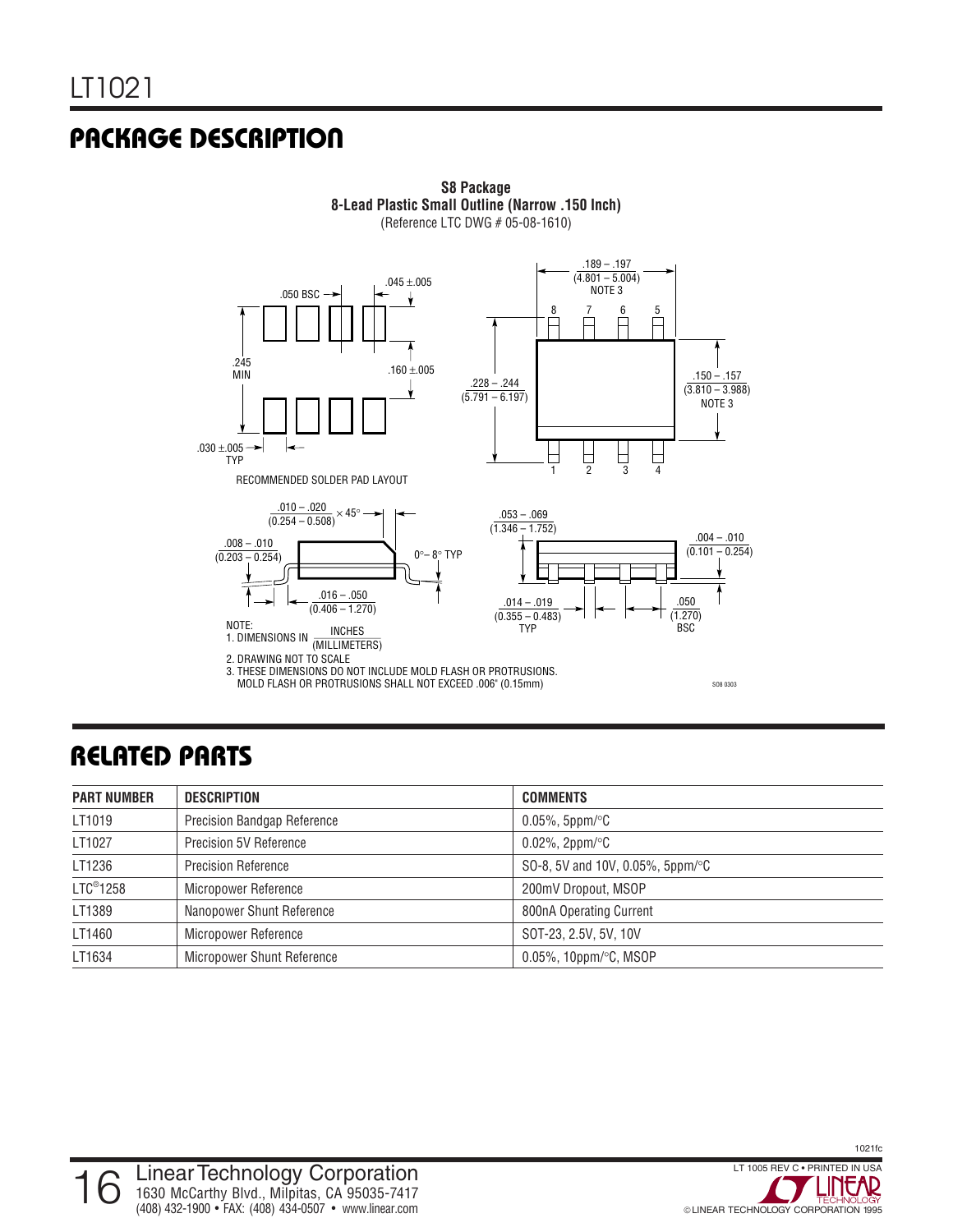## PACKAGE DESCRIPTION

**S8 Package**
**8-Lead Plastic Small Outline (Narrow .150 Inch)**
(Reference LTC DWG # 05-08-1610)

.189 – .197
(4.801 – 5.004)
NOTE 3

.050 BSC
.045 ±.005
.245
MIN
.160 ±.005
.030 ±.005
TYP

RECOMMENDED SOLDER PAD LAYOUT

8 7 6 5
1 2 3 4

.228 – .244
(5.791 – 6.197)

.150 – .157
(3.810 – 3.988)
NOTE 3

.010 – .020
(0.254 – 0.508) × 45°

.008 – .010
(0.203 – 0.254)

0°– 8° TYP

.016 – .050
(0.406 – 1.270)

.053 – .069
(1.346 – 1.752)

.004 – .010
(0.101 – 0.254)

.014 – .019
(0.355 – 0.483)
TYP

.050
(1.270)
BSC

NOTE:
1. DIMENSIONS IN INCHES / (MILLIMETERS)
2. DRAWING NOT TO SCALE
3. THESE DIMENSIONS DO NOT INCLUDE MOLD FLASH OR PROTRUSIONS. MOLD FLASH OR PROTRUSIONS SHALL NOT EXCEED .006" (0.15mm)

SO8 0303

## RELATED PARTS

| PART NUMBER | DESCRIPTION | COMMENTS |
|---|---|---|
| LT1019 | Precision Bandgap Reference | 0.05%, 5ppm/°C |
| LT1027 | Precision 5V Reference | 0.02%, 2ppm/°C |
| LT1236 | Precision Reference | SO-8, 5V and 10V, 0.05%, 5ppm/°C |
| LTC®1258 | Micropower Reference | 200mV Dropout, MSOP |
| LT1389 | Nanopower Shunt Reference | 800nA Operating Current |
| LT1460 | Micropower Reference | SOT-23, 2.5V, 5V, 10V |
| LT1634 | Micropower Shunt Reference | 0.05%, 10ppm/°C, MSOP |

Linear Technology Corporation
1630 McCarthy Blvd., Milpitas, CA 95035-7417
(408) 432-1900 • FAX: (408) 434-0507 • www.linear.com

1021fc
LT 1005 REV C • PRINTED IN USA
© LINEAR TECHNOLOGY CORPORATION 1995